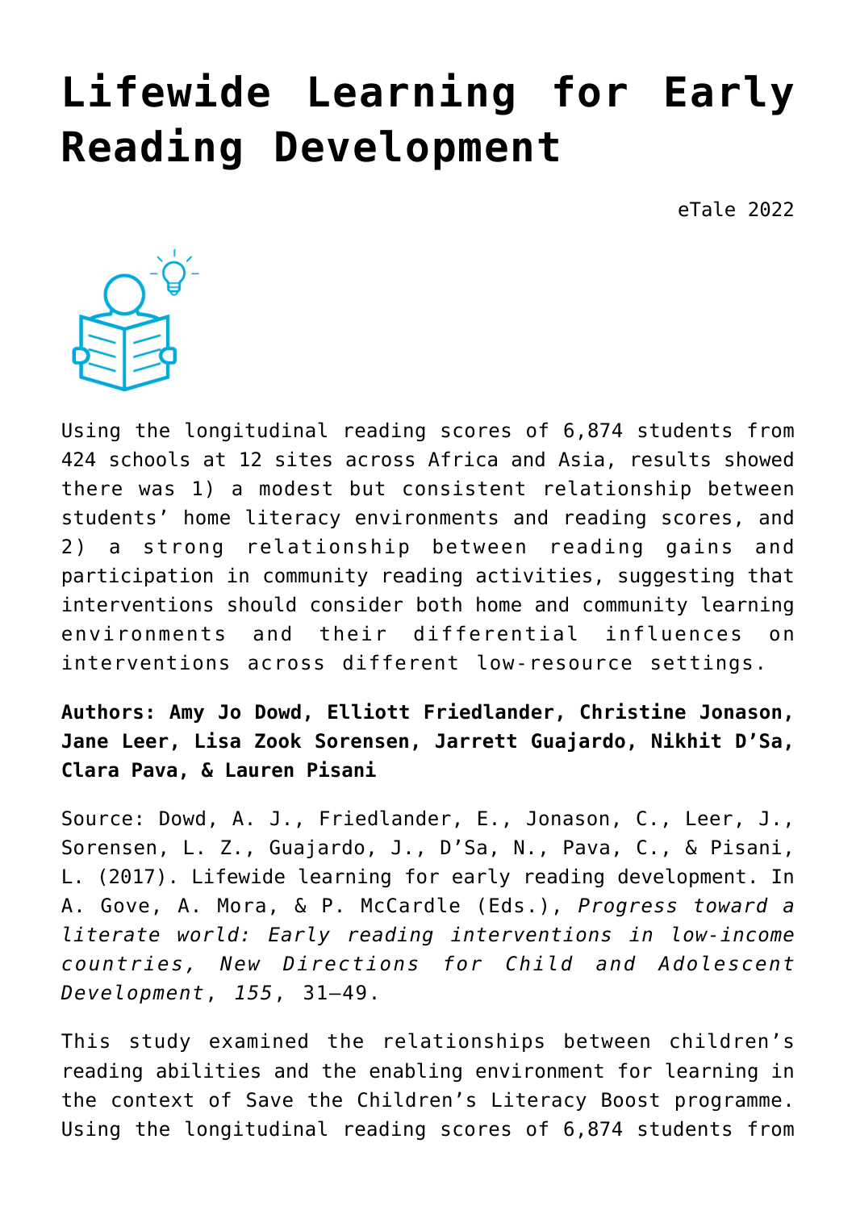# Lifewide Learning for Early Reading Development

eTale 2022

Using the longitudinal reading scores of 6,874 students from 424 schools at 12 sites across Africa and Asia, results showed there was 1) a modest but consistent relationship between students' home literacy environments and reading scores, and 2) a strong relationship between reading gains and participation in community reading activities, suggesting that interventions should consider both home and community learning environments and their differential influences on interventions across different low-resource settings.

**Authors: Amy Jo Dowd, Elliott Friedlander, Christine Jonason, Jane Leer, Lisa Zook Sorensen, Jarrett Guajardo, Nikhit D'Sa, Clara Pava, & Lauren Pisani**

Source: Dowd, A. J., Friedlander, E., Jonason, C., Leer, J., Sorensen, L. Z., Guajardo, J., D'Sa, N., Pava, C., & Pisani, L. (2017). Lifewide learning for early reading development. In A. Gove, A. Mora, & P. McCardle (Eds.), *Progress toward a literate world: Early reading interventions in low-income countries, New Directions for Child and Adolescent Development*, *155*, 31–49.

This study examined the relationships between children's reading abilities and the enabling environment for learning in the context of Save the Children's Literacy Boost programme. Using the longitudinal reading scores of 6,874 students from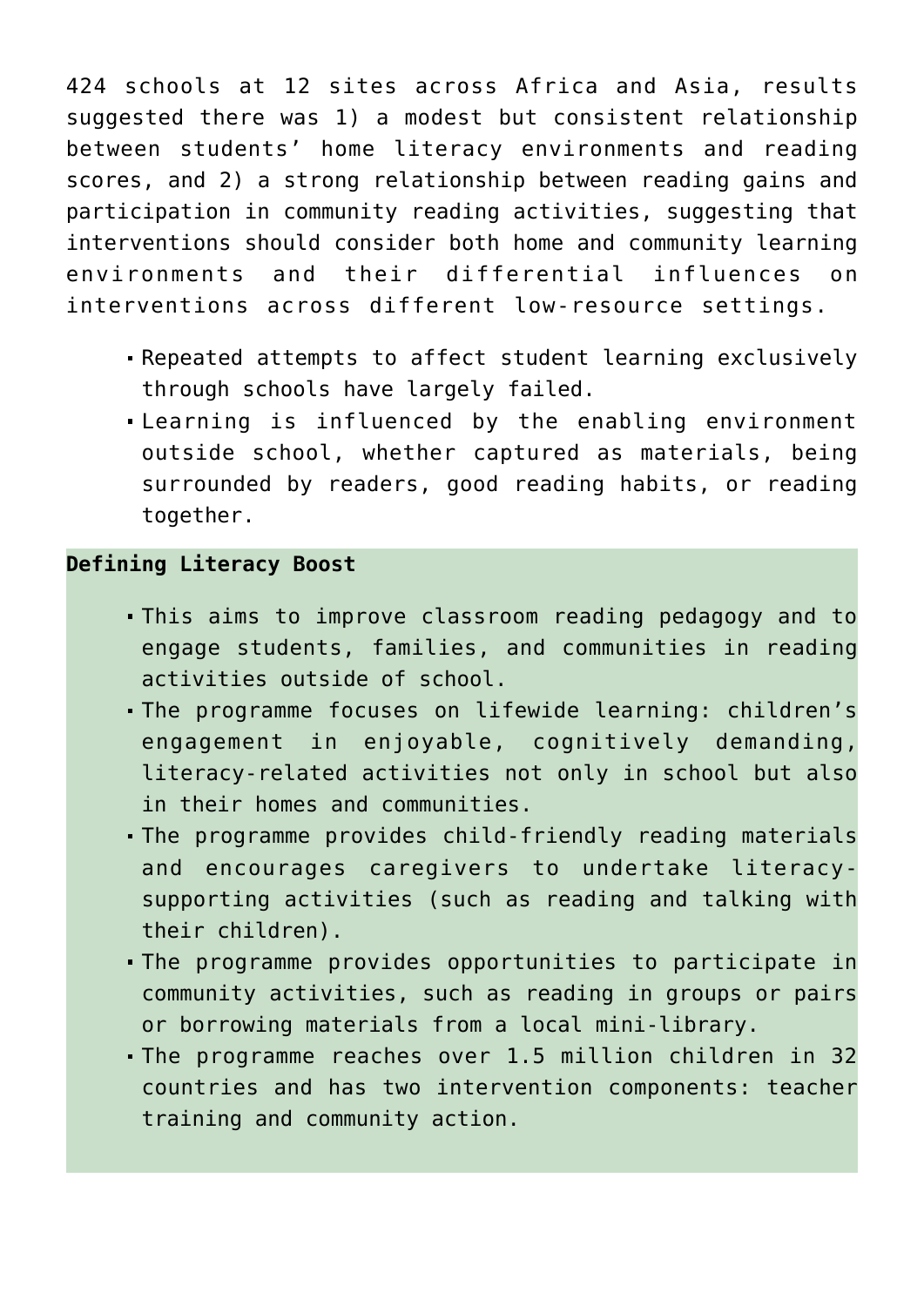424 schools at 12 sites across Africa and Asia, results suggested there was 1) a modest but consistent relationship between students' home literacy environments and reading scores, and 2) a strong relationship between reading gains and participation in community reading activities, suggesting that interventions should consider both home and community learning environments and their differential influences on interventions across different low-resource settings.

- Repeated attempts to affect student learning exclusively through schools have largely failed.
- Learning is influenced by the enabling environment outside school, whether captured as materials, being surrounded by readers, good reading habits, or reading together.

**Defining Literacy Boost**

- This aims to improve classroom reading pedagogy and to engage students, families, and communities in reading activities outside of school.
- The programme focuses on lifewide learning: children's engagement in enjoyable, cognitively demanding, literacy-related activities not only in school but also in their homes and communities.
- The programme provides child-friendly reading materials and encourages caregivers to undertake literacy-supporting activities (such as reading and talking with their children).
- The programme provides opportunities to participate in community activities, such as reading in groups or pairs or borrowing materials from a local mini-library.
- The programme reaches over 1.5 million children in 32 countries and has two intervention components: teacher training and community action.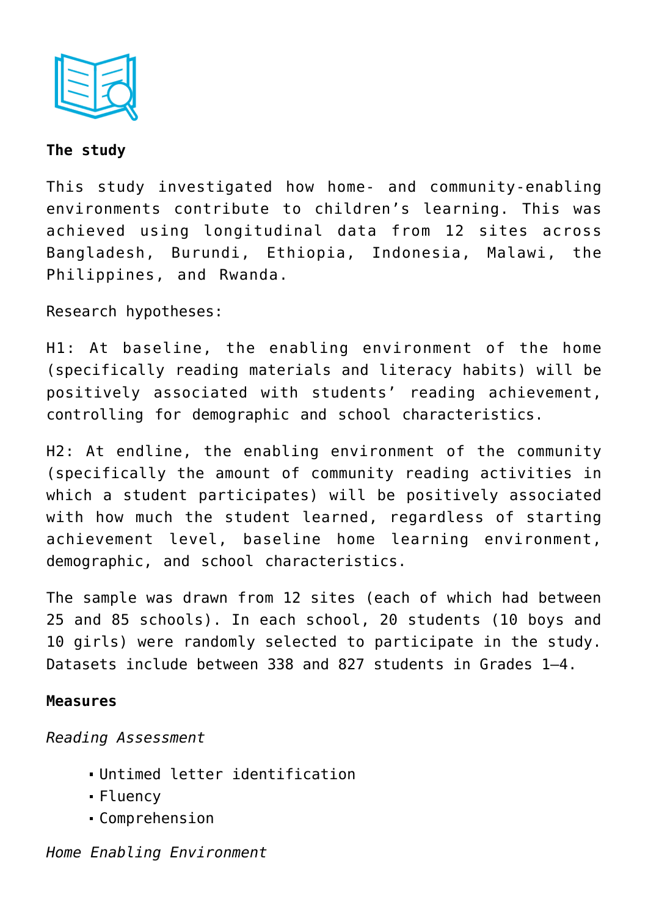**The study**

This study investigated how home- and community-enabling environments contribute to children's learning. This was achieved using longitudinal data from 12 sites across Bangladesh, Burundi, Ethiopia, Indonesia, Malawi, the Philippines, and Rwanda.

Research hypotheses:

H1: At baseline, the enabling environment of the home (specifically reading materials and literacy habits) will be positively associated with students' reading achievement, controlling for demographic and school characteristics.

H2: At endline, the enabling environment of the community (specifically the amount of community reading activities in which a student participates) will be positively associated with how much the student learned, regardless of starting achievement level, baseline home learning environment, demographic, and school characteristics.

The sample was drawn from 12 sites (each of which had between 25 and 85 schools). In each school, 20 students (10 boys and 10 girls) were randomly selected to participate in the study. Datasets include between 338 and 827 students in Grades 1–4.

**Measures**

*Reading Assessment*

- Untimed letter identification
- Fluency
- Comprehension

*Home Enabling Environment*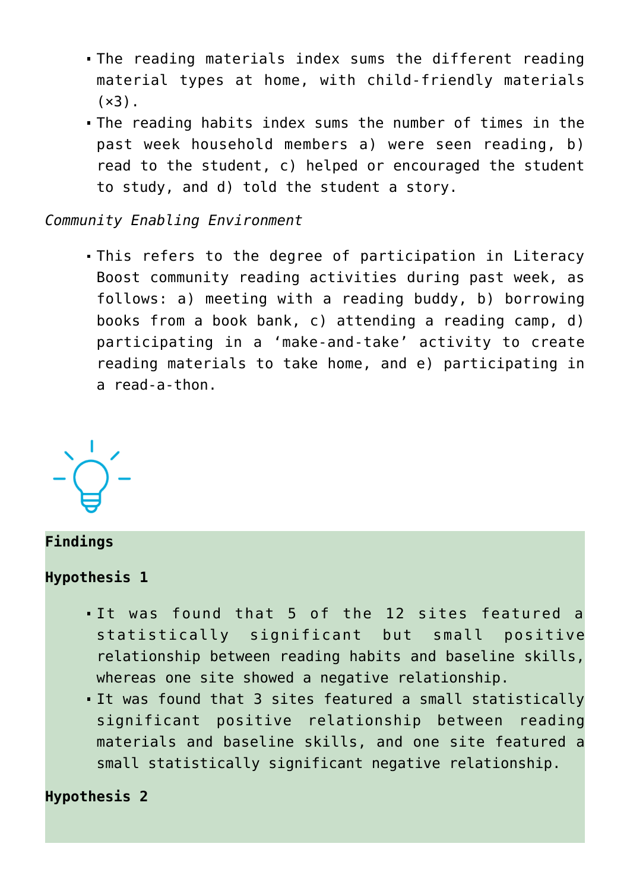- The reading materials index sums the different reading material types at home, with child-friendly materials (×3).
- The reading habits index sums the number of times in the past week household members a) were seen reading, b) read to the student, c) helped or encouraged the student to study, and d) told the student a story.

*Community Enabling Environment*

- This refers to the degree of participation in Literacy Boost community reading activities during past week, as follows: a) meeting with a reading buddy, b) borrowing books from a book bank, c) attending a reading camp, d) participating in a 'make-and-take' activity to create reading materials to take home, and e) participating in a read-a-thon.

**Findings**

**Hypothesis 1**

- It was found that 5 of the 12 sites featured a statistically significant but small positive relationship between reading habits and baseline skills, whereas one site showed a negative relationship.
- It was found that 3 sites featured a small statistically significant positive relationship between reading materials and baseline skills, and one site featured a small statistically significant negative relationship.

**Hypothesis 2**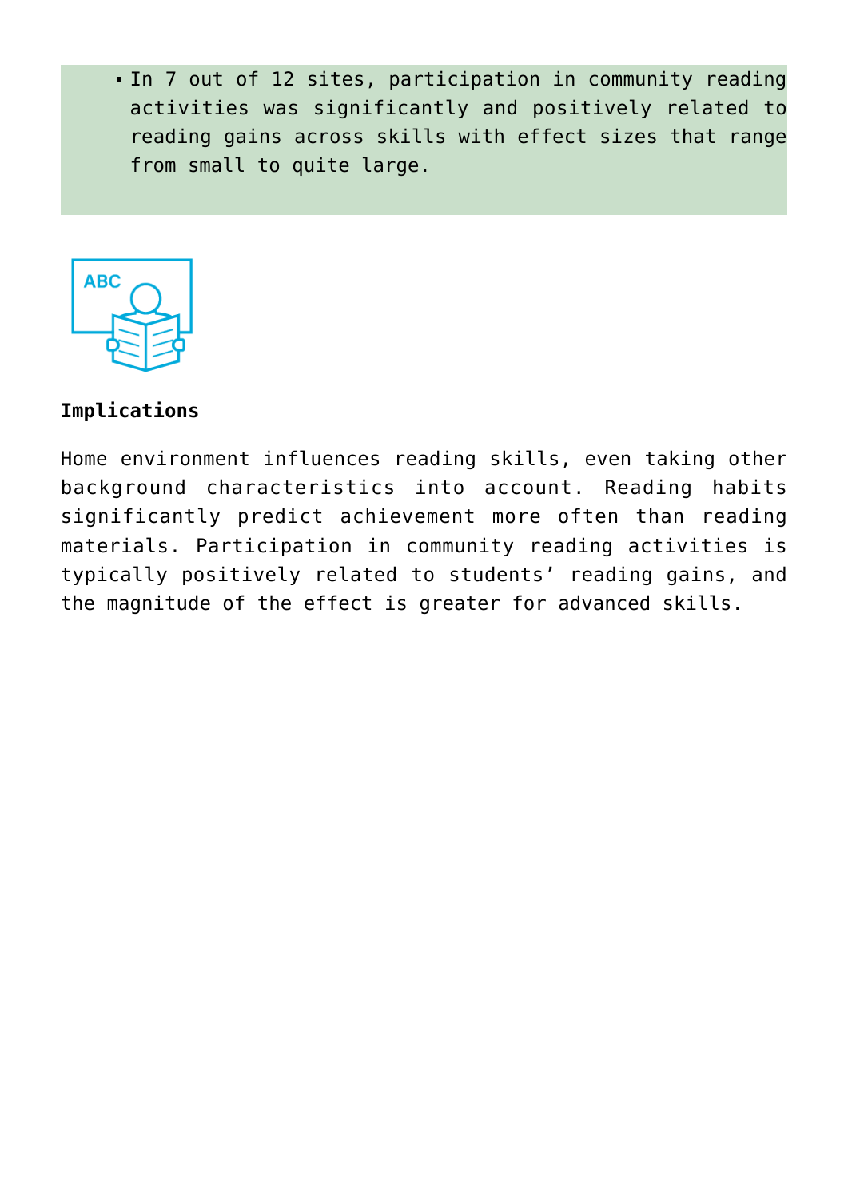- In 7 out of 12 sites, participation in community reading activities was significantly and positively related to reading gains across skills with effect sizes that range from small to quite large.

**Implications**

Home environment influences reading skills, even taking other background characteristics into account. Reading habits significantly predict achievement more often than reading materials. Participation in community reading activities is typically positively related to students’ reading gains, and the magnitude of the effect is greater for advanced skills.